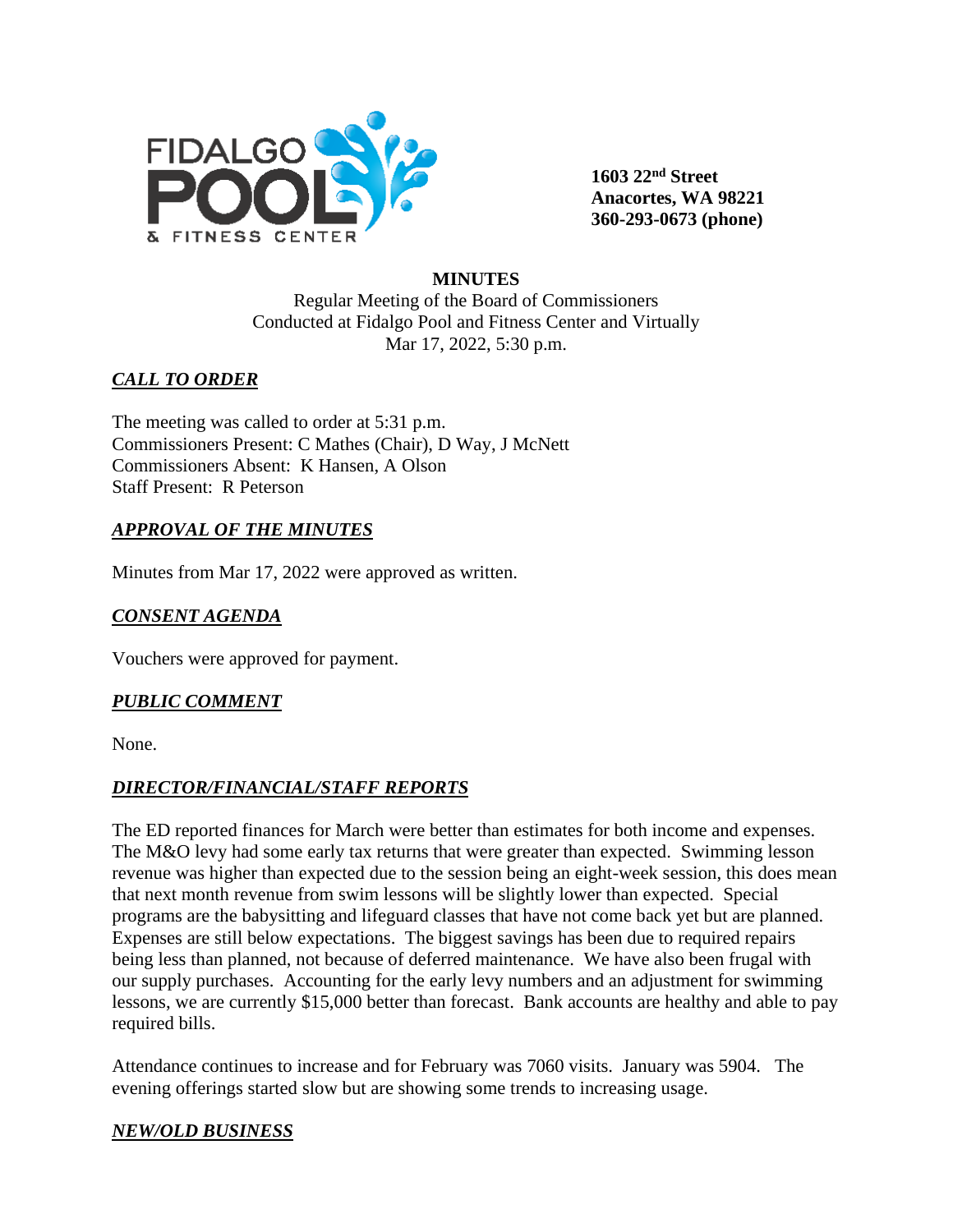FIDALGO POOL & FITNESS CENTER

**1603 22nd Street**
**Anacortes, WA 98221**
**360-293-0673 (phone)**

**MINUTES**

Regular Meeting of the Board of Commissioners
Conducted at Fidalgo Pool and Fitness Center and Virtually
Mar 17, 2022, 5:30 p.m.

## ***CALL TO ORDER***

The meeting was called to order at 5:31 p.m.
Commissioners Present: C Mathes (Chair), D Way, J McNett
Commissioners Absent: K Hansen, A Olson
Staff Present: R Peterson

## ***APPROVAL OF THE MINUTES***

Minutes from Mar 17, 2022 were approved as written.

## ***CONSENT AGENDA***

Vouchers were approved for payment.

## ***PUBLIC COMMENT***

None.

## ***DIRECTOR/FINANCIAL/STAFF REPORTS***

The ED reported finances for March were better than estimates for both income and expenses. The M&O levy had some early tax returns that were greater than expected. Swimming lesson revenue was higher than expected due to the session being an eight-week session, this does mean that next month revenue from swim lessons will be slightly lower than expected. Special programs are the babysitting and lifeguard classes that have not come back yet but are planned. Expenses are still below expectations. The biggest savings has been due to required repairs being less than planned, not because of deferred maintenance. We have also been frugal with our supply purchases. Accounting for the early levy numbers and an adjustment for swimming lessons, we are currently $15,000 better than forecast. Bank accounts are healthy and able to pay required bills.

Attendance continues to increase and for February was 7060 visits. January was 5904. The evening offerings started slow but are showing some trends to increasing usage.

## ***NEW/OLD BUSINESS***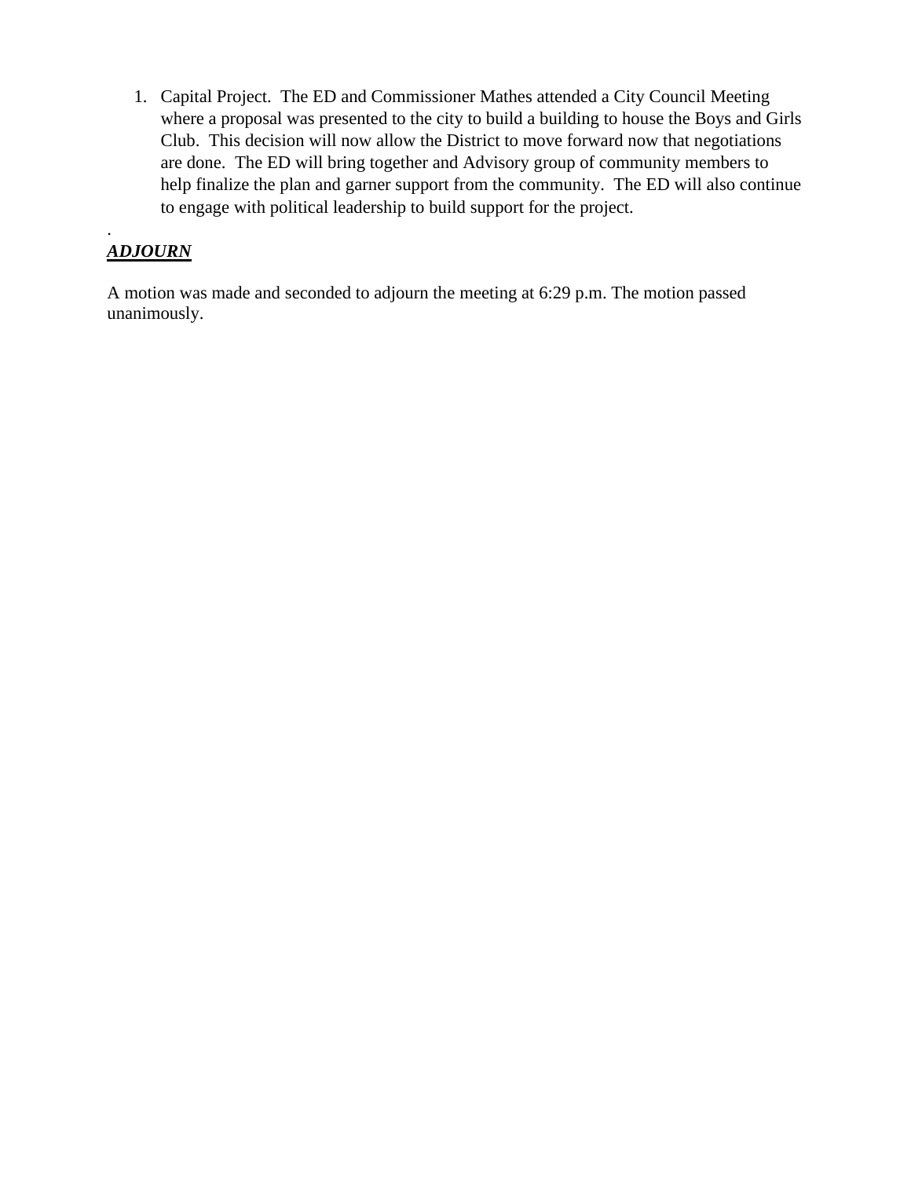1. Capital Project. The ED and Commissioner Mathes attended a City Council Meeting where a proposal was presented to the city to build a building to house the Boys and Girls Club. This decision will now allow the District to move forward now that negotiations are done. The ED will bring together and Advisory group of community members to help finalize the plan and garner support from the community. The ED will also continue to engage with political leadership to build support for the project.

.

***ADJOURN***

A motion was made and seconded to adjourn the meeting at 6:29 p.m. The motion passed unanimously.